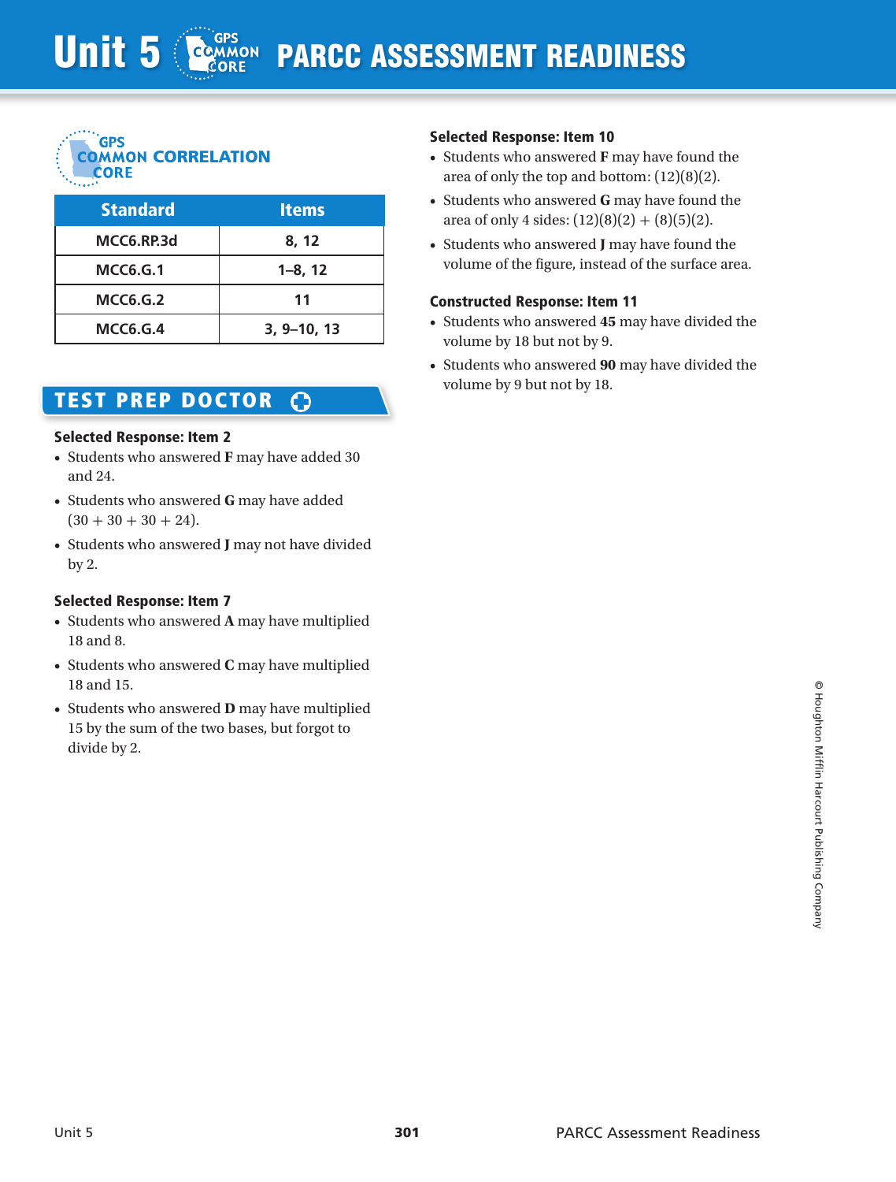# Unit 5 PARCC ASSESSMENT READINESS

## GPS COMMON CORE CORRELATION

| Standard | Items |
|---|---|
| MCC6.RP.3d | 8, 12 |
| MCC6.G.1 | 1–8, 12 |
| MCC6.G.2 | 11 |
| MCC6.G.4 | 3, 9–10, 13 |

## TEST PREP DOCTOR

### Selected Response: Item 2

- Students who answered **F** may have added 30 and 24.
- Students who answered **G** may have added $(30 + 30 + 30 + 24)$.
- Students who answered **J** may not have divided by 2.

### Selected Response: Item 7

- Students who answered **A** may have multiplied 18 and 8.
- Students who answered **C** may have multiplied 18 and 15.
- Students who answered **D** may have multiplied 15 by the sum of the two bases, but forgot to divide by 2.

### Selected Response: Item 10

- Students who answered **F** may have found the area of only the top and bottom: $(12)(8)(2)$.
- Students who answered **G** may have found the area of only 4 sides: $(12)(8)(2) + (8)(5)(2)$.
- Students who answered **J** may have found the volume of the figure, instead of the surface area.

### Constructed Response: Item 11

- Students who answered **45** may have divided the volume by 18 but not by 9.
- Students who answered **90** may have divided the volume by 9 but not by 18.

© Houghton Mifflin Harcourt Publishing Company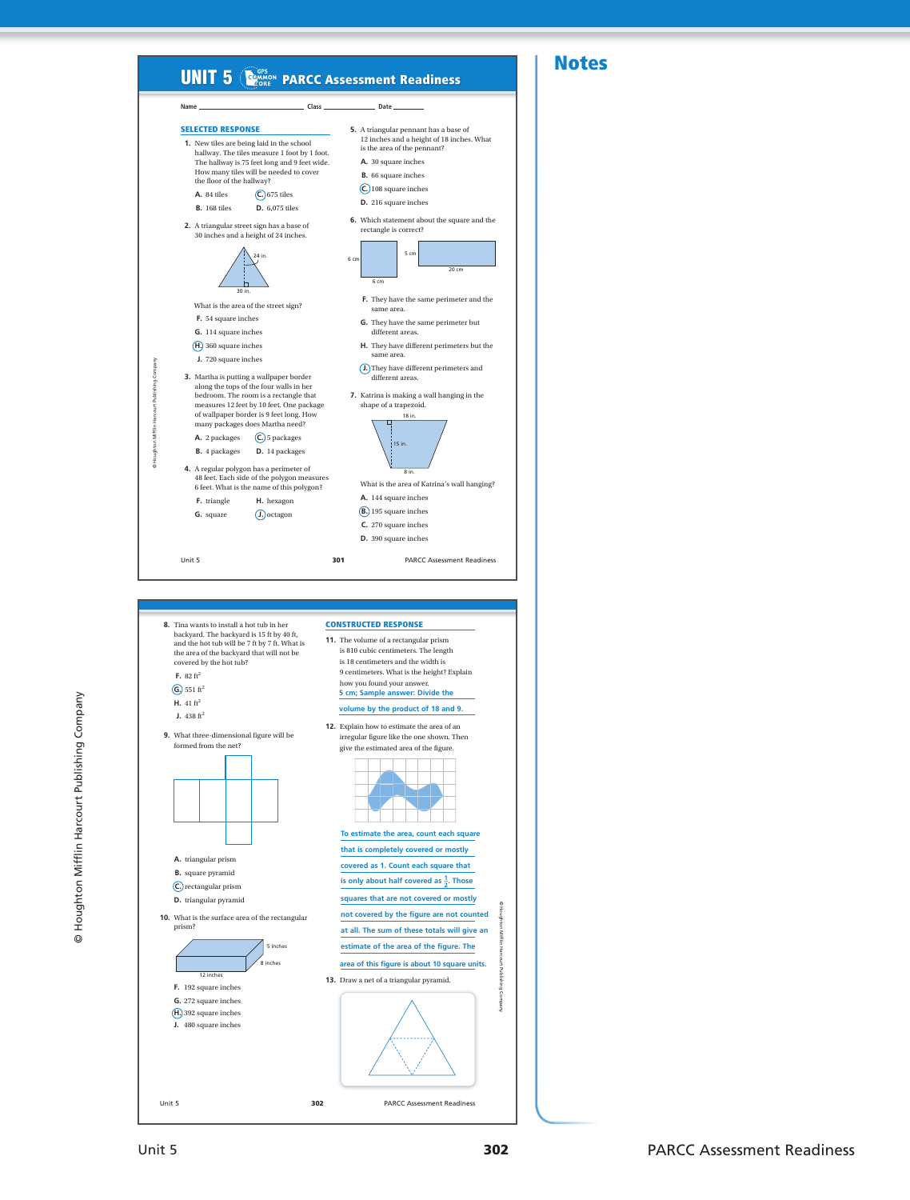# Notes

# UNIT 5 PARCC Assessment Readiness

Name _______________ Class _______ Date _______

## SELECTED RESPONSE

**1.** New tiles are being laid in the school hallway. The tiles measure 1 foot by 1 foot. The hallway is 75 feet long and 9 feet wide. How many tiles will be needed to cover the floor of the hallway?

- **A.** 84 tiles
- **B.** 168 tiles
- **C.** 675 tiles (circled)
- **D.** 6,075 tiles

**2.** A triangular street sign has a base of 30 inches and a height of 24 inches.

24 in.

30 in.

What is the area of the street sign?

- **F.** 54 square inches
- **G.** 114 square inches
- **H.** 360 square inches (circled)
- **J.** 720 square inches

**3.** Martha is putting a wallpaper border along the tops of the four walls in her bedroom. The room is a rectangle that measures 12 feet by 10 feet. One package of wallpaper border is 9 feet long. How many packages does Martha need?

- **A.** 2 packages
- **B.** 4 packages
- **C.** 5 packages (circled)
- **D.** 14 packages

**4.** A regular polygon has a perimeter of 48 feet. Each side of the polygon measures 6 feet. What is the name of this polygon?

- **F.** triangle
- **G.** square
- **H.** hexagon
- **J.** octagon (circled)

**5.** A triangular pennant has a base of 12 inches and a height of 18 inches. What is the area of the pennant?

- **A.** 30 square inches
- **B.** 66 square inches
- **C.** 108 square inches (circled)
- **D.** 216 square inches

**6.** Which statement about the square and the rectangle is correct?

6 cm

6 cm

5 cm

20 cm

- **F.** They have the same perimeter and the same area.
- **G.** They have the same perimeter but different areas.
- **H.** They have different perimeters but the same area.
- **J.** They have different perimeters and different areas. (circled)

**7.** Katrina is making a wall hanging in the shape of a trapezoid.

18 in.

15 in.

8 in.

What is the area of Katrina's wall hanging?

- **A.** 144 square inches
- **B.** 195 square inches (circled)
- **C.** 270 square inches
- **D.** 390 square inches

**8.** Tina wants to install a hot tub in her backyard. The backyard is 15 ft by 40 ft, and the hot tub will be 7 ft by 7 ft. What is the area of the backyard that will not be covered by the hot tub?

- **F.** 82 $ft^2$
- **G.** 551 $ft^2$ (circled)
- **H.** 41 $ft^2$
- **J.** 438 $ft^2$

**9.** What three-dimensional figure will be formed from the net?

- **A.** triangular prism
- **B.** square pyramid
- **C.** rectangular prism (circled)
- **D.** triangular pyramid

**10.** What is the surface area of the rectangular prism?

5 inches

8 inches

12 inches

- **F.** 192 square inches
- **G.** 272 square inches
- **H.** 392 square inches (circled)
- **J.** 480 square inches

## CONSTRUCTED RESPONSE

**11.** The volume of a rectangular prism is 810 cubic centimeters. The length is 18 centimeters and the width is 9 centimeters. What is the height? Explain how you found your answer.

5 cm; Sample answer: Divide the volume by the product of 18 and 9.

**12.** Explain how to estimate the area of an irregular figure like the one shown. Then give the estimated area of the figure.

To estimate the area, count each square that is completely covered or mostly covered as 1. Count each square that is only about half covered as $\frac{1}{2}$. Those squares that are not covered or mostly not covered by the figure are not counted at all. The sum of these totals will give an estimate of the area of the figure. The area of this figure is about 10 square units.

**13.** Draw a net of a triangular pyramid.